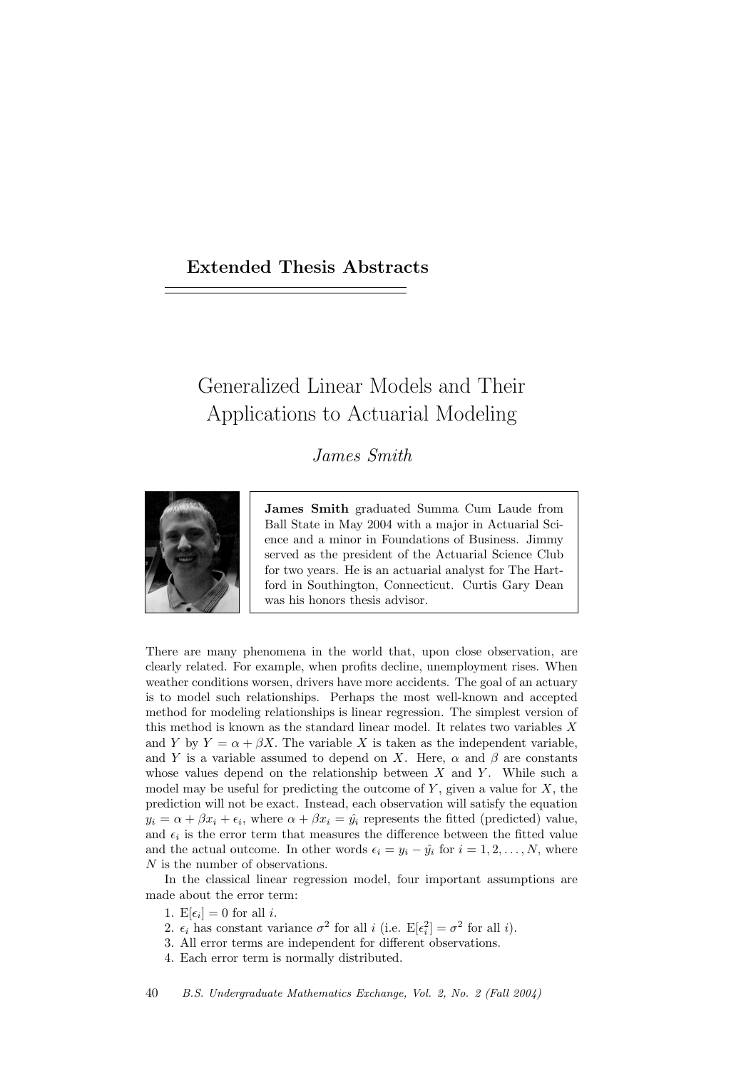## Extended Thesis Abstracts

# Generalized Linear Models and Their Applications to Actuarial Modeling

*James Smith*

**James Smith** graduated Summa Cum Laude from Ball State in May 2004 with a major in Actuarial Science and a minor in Foundations of Business. Jimmy served as the president of the Actuarial Science Club for two years. He is an actuarial analyst for The Hartford in Southington, Connecticut. Curtis Gary Dean was his honors thesis advisor.

There are many phenomena in the world that, upon close observation, are clearly related. For example, when profits decline, unemployment rises. When weather conditions worsen, drivers have more accidents. The goal of an actuary is to model such relationships. Perhaps the most well-known and accepted method for modeling relationships is linear regression. The simplest version of this method is known as the standard linear model. It relates two variables $X$ and $Y$ by $Y = \alpha + \beta X$. The variable $X$ is taken as the independent variable, and $Y$ is a variable assumed to depend on $X$. Here, $\alpha$ and $\beta$ are constants whose values depend on the relationship between $X$ and $Y$. While such a model may be useful for predicting the outcome of $Y$, given a value for $X$, the prediction will not be exact. Instead, each observation will satisfy the equation $y_i = \alpha + \beta x_i + \epsilon_i$, where $\alpha + \beta x_i = \hat{y}_i$ represents the fitted (predicted) value, and $\epsilon_i$ is the error term that measures the difference between the fitted value and the actual outcome. In other words $\epsilon_i = y_i - \hat{y}_i$ for $i = 1, 2, \ldots, N$, where $N$ is the number of observations.

In the classical linear regression model, four important assumptions are made about the error term:

1. $\mathrm{E}[\epsilon_i] = 0$ for all $i$.
2. $\epsilon_i$ has constant variance $\sigma^2$ for all $i$ (i.e. $\mathrm{E}[\epsilon_i^2] = \sigma^2$ for all $i$).
3. All error terms are independent for different observations.
4. Each error term is normally distributed.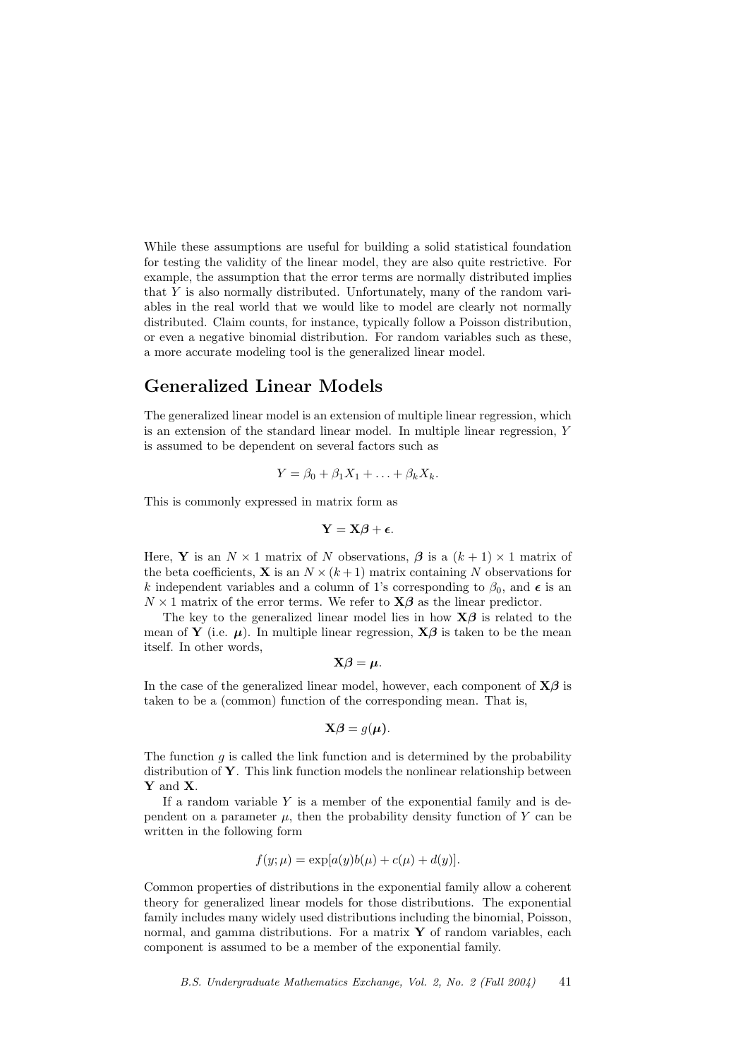While these assumptions are useful for building a solid statistical foundation for testing the validity of the linear model, they are also quite restrictive. For example, the assumption that the error terms are normally distributed implies that $Y$ is also normally distributed. Unfortunately, many of the random variables in the real world that we would like to model are clearly not normally distributed. Claim counts, for instance, typically follow a Poisson distribution, or even a negative binomial distribution. For random variables such as these, a more accurate modeling tool is the generalized linear model.

## Generalized Linear Models

The generalized linear model is an extension of multiple linear regression, which is an extension of the standard linear model. In multiple linear regression, $Y$ is assumed to be dependent on several factors such as

$$Y = \beta_0 + \beta_1 X_1 + \ldots + \beta_k X_k.$$

This is commonly expressed in matrix form as

$$\mathbf{Y} = \mathbf{X}\boldsymbol{\beta} + \boldsymbol{\epsilon}.$$

Here, $\mathbf{Y}$ is an $N \times 1$ matrix of $N$ observations, $\boldsymbol{\beta}$ is a $(k+1) \times 1$ matrix of the beta coefficients, $\mathbf{X}$ is an $N \times (k+1)$ matrix containing $N$ observations for $k$ independent variables and a column of 1's corresponding to $\beta_0$, and $\boldsymbol{\epsilon}$ is an $N \times 1$ matrix of the error terms. We refer to $\mathbf{X}\boldsymbol{\beta}$ as the linear predictor.

The key to the generalized linear model lies in how $\mathbf{X}\boldsymbol{\beta}$ is related to the mean of $\mathbf{Y}$ (i.e. $\boldsymbol{\mu}$). In multiple linear regression, $\mathbf{X}\boldsymbol{\beta}$ is taken to be the mean itself. In other words,

$$\mathbf{X}\boldsymbol{\beta} = \boldsymbol{\mu}.$$

In the case of the generalized linear model, however, each component of $\mathbf{X}\boldsymbol{\beta}$ is taken to be a (common) function of the corresponding mean. That is,

$$\mathbf{X}\boldsymbol{\beta} = g(\boldsymbol{\mu}).$$

The function $g$ is called the link function and is determined by the probability distribution of $\mathbf{Y}$. This link function models the nonlinear relationship between $\mathbf{Y}$ and $\mathbf{X}$.

If a random variable $Y$ is a member of the exponential family and is dependent on a parameter $\mu$, then the probability density function of $Y$ can be written in the following form

$$f(y; \mu) = \exp[a(y)b(\mu) + c(\mu) + d(y)].$$

Common properties of distributions in the exponential family allow a coherent theory for generalized linear models for those distributions. The exponential family includes many widely used distributions including the binomial, Poisson, normal, and gamma distributions. For a matrix $\mathbf{Y}$ of random variables, each component is assumed to be a member of the exponential family.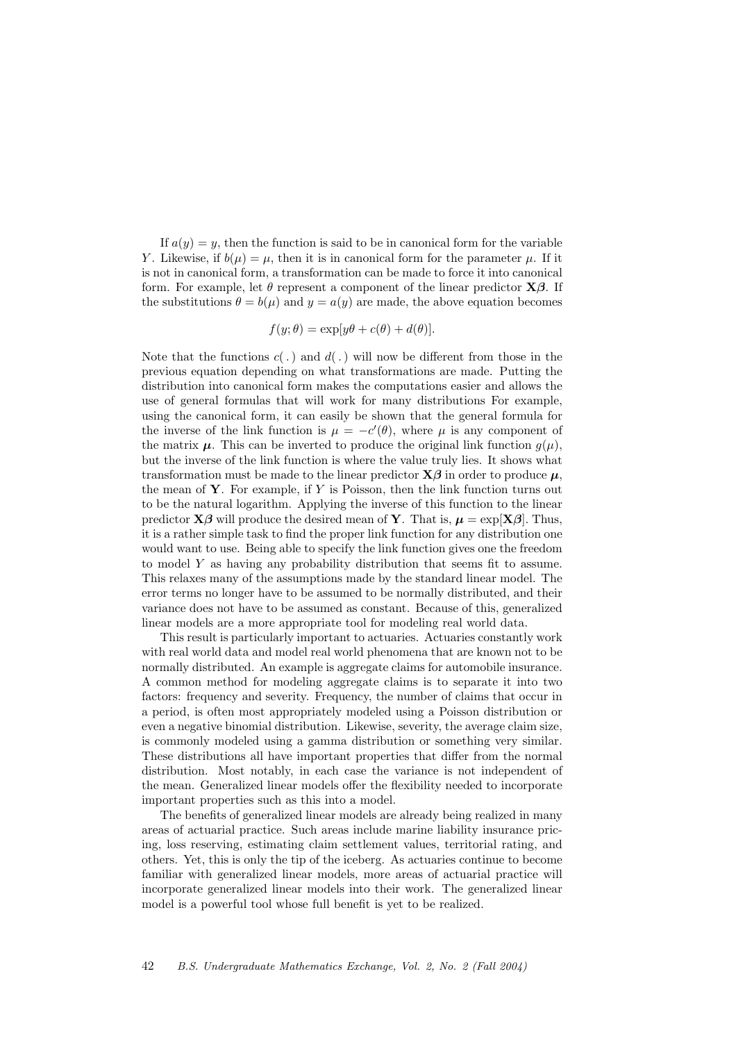If $a(y) = y$, then the function is said to be in canonical form for the variable $Y$. Likewise, if $b(\mu) = \mu$, then it is in canonical form for the parameter $\mu$. If it is not in canonical form, a transformation can be made to force it into canonical form. For example, let $\theta$ represent a component of the linear predictor $\mathbf{X}\boldsymbol{\beta}$. If the substitutions $\theta = b(\mu)$ and $y = a(y)$ are made, the above equation becomes

$$f(y;\theta) = \exp[y\theta + c(\theta) + d(\theta)].$$

Note that the functions $c(\,.\,)$ and $d(\,.\,)$ will now be different from those in the previous equation depending on what transformations are made. Putting the distribution into canonical form makes the computations easier and allows the use of general formulas that will work for many distributions For example, using the canonical form, it can easily be shown that the general formula for the inverse of the link function is $\mu = -c'(\theta)$, where $\mu$ is any component of the matrix $\boldsymbol{\mu}$. This can be inverted to produce the original link function $g(\mu)$, but the inverse of the link function is where the value truly lies. It shows what transformation must be made to the linear predictor $\mathbf{X}\boldsymbol{\beta}$ in order to produce $\boldsymbol{\mu}$, the mean of $\mathbf{Y}$. For example, if $Y$ is Poisson, then the link function turns out to be the natural logarithm. Applying the inverse of this function to the linear predictor $\mathbf{X}\boldsymbol{\beta}$ will produce the desired mean of $\mathbf{Y}$. That is, $\boldsymbol{\mu} = \exp[\mathbf{X}\boldsymbol{\beta}]$. Thus, it is a rather simple task to find the proper link function for any distribution one would want to use. Being able to specify the link function gives one the freedom to model $Y$ as having any probability distribution that seems fit to assume. This relaxes many of the assumptions made by the standard linear model. The error terms no longer have to be assumed to be normally distributed, and their variance does not have to be assumed as constant. Because of this, generalized linear models are a more appropriate tool for modeling real world data.

This result is particularly important to actuaries. Actuaries constantly work with real world data and model real world phenomena that are known not to be normally distributed. An example is aggregate claims for automobile insurance. A common method for modeling aggregate claims is to separate it into two factors: frequency and severity. Frequency, the number of claims that occur in a period, is often most appropriately modeled using a Poisson distribution or even a negative binomial distribution. Likewise, severity, the average claim size, is commonly modeled using a gamma distribution or something very similar. These distributions all have important properties that differ from the normal distribution. Most notably, in each case the variance is not independent of the mean. Generalized linear models offer the flexibility needed to incorporate important properties such as this into a model.

The benefits of generalized linear models are already being realized in many areas of actuarial practice. Such areas include marine liability insurance pricing, loss reserving, estimating claim settlement values, territorial rating, and others. Yet, this is only the tip of the iceberg. As actuaries continue to become familiar with generalized linear models, more areas of actuarial practice will incorporate generalized linear models into their work. The generalized linear model is a powerful tool whose full benefit is yet to be realized.